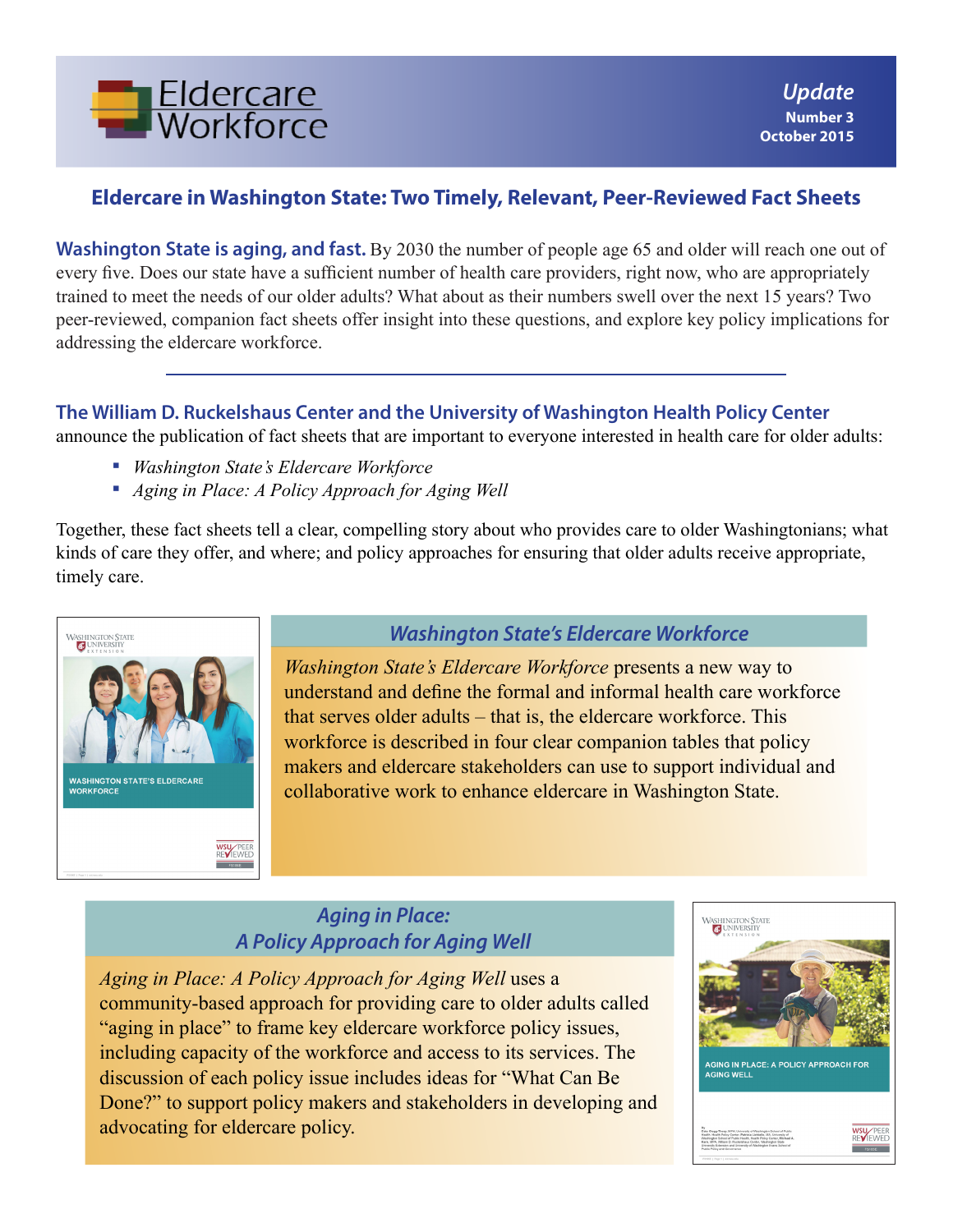# Eldercare Workforce

**Update**
**Number 3**
**October 2015**

## Eldercare in Washington State: Two Timely, Relevant, Peer-Reviewed Fact Sheets

**Washington State is aging, and fast.** By 2030 the number of people age 65 and older will reach one out of every five. Does our state have a sufficient number of health care providers, right now, who are appropriately trained to meet the needs of our older adults? What about as their numbers swell over the next 15 years? Two peer-reviewed, companion fact sheets offer insight into these questions, and explore key policy implications for addressing the eldercare workforce.

---

**The William D. Ruckelshaus Center and the University of Washington Health Policy Center** announce the publication of fact sheets that are important to everyone interested in health care for older adults:

- *Washington State's Eldercare Workforce*
- *Aging in Place: A Policy Approach for Aging Well*

Together, these fact sheets tell a clear, compelling story about who provides care to older Washingtonians; what kinds of care they offer, and where; and policy approaches for ensuring that older adults receive appropriate, timely care.

### *Washington State's Eldercare Workforce*

*Washington State's Eldercare Workforce* presents a new way to understand and define the formal and informal health care workforce that serves older adults – that is, the eldercare workforce. This workforce is described in four clear companion tables that policy makers and eldercare stakeholders can use to support individual and collaborative work to enhance eldercare in Washington State.

### *Aging in Place: A Policy Approach for Aging Well*

*Aging in Place: A Policy Approach for Aging Well* uses a community-based approach for providing care to older adults called "aging in place" to frame key eldercare workforce policy issues, including capacity of the workforce and access to its services. The discussion of each policy issue includes ideas for "What Can Be Done?" to support policy makers and stakeholders in developing and advocating for eldercare policy.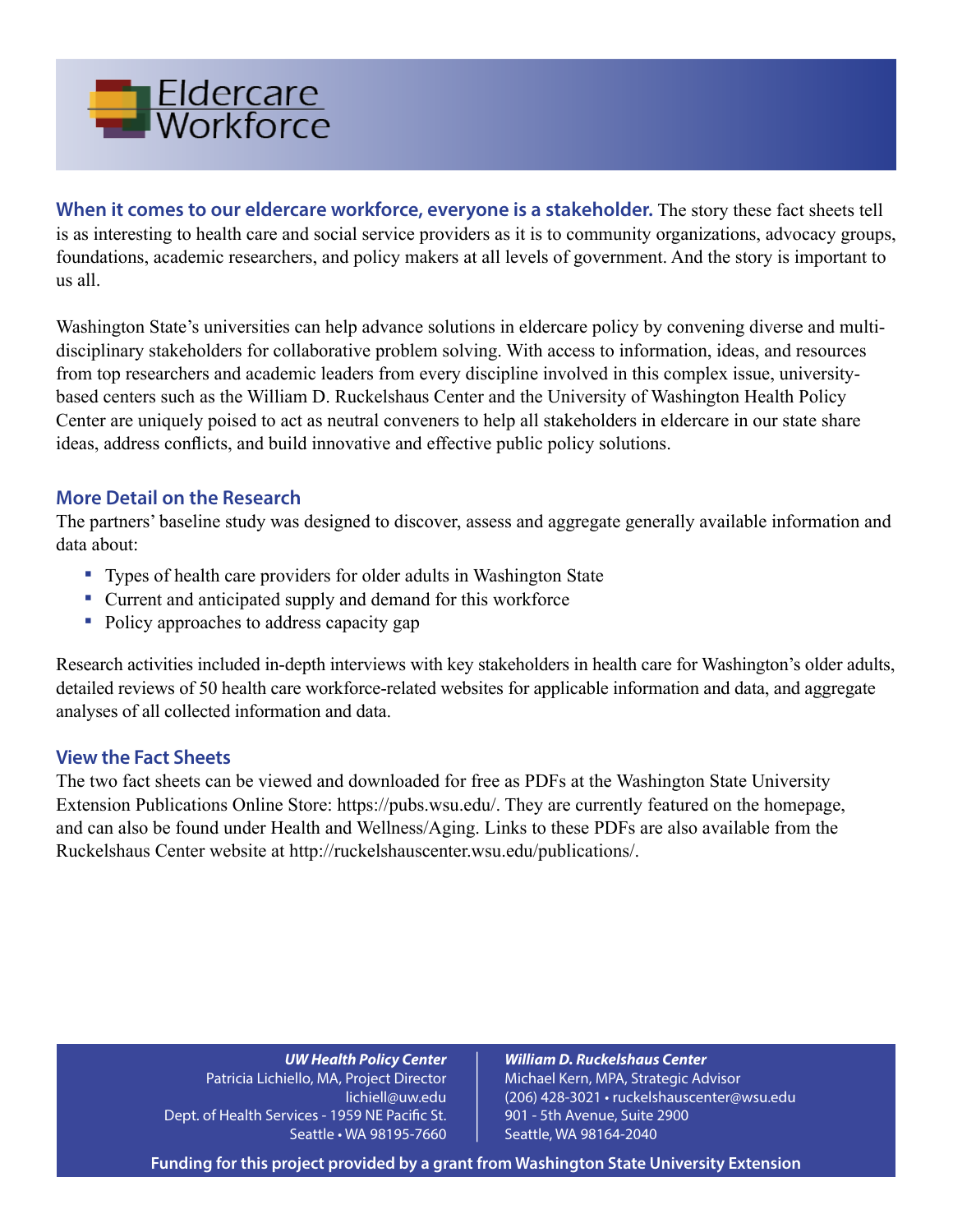# Eldercare Workforce

**When it comes to our eldercare workforce, everyone is a stakeholder.** The story these fact sheets tell is as interesting to health care and social service providers as it is to community organizations, advocacy groups, foundations, academic researchers, and policy makers at all levels of government. And the story is important to us all.

Washington State's universities can help advance solutions in eldercare policy by convening diverse and multi-disciplinary stakeholders for collaborative problem solving. With access to information, ideas, and resources from top researchers and academic leaders from every discipline involved in this complex issue, university-based centers such as the William D. Ruckelshaus Center and the University of Washington Health Policy Center are uniquely poised to act as neutral conveners to help all stakeholders in eldercare in our state share ideas, address conflicts, and build innovative and effective public policy solutions.

## More Detail on the Research

The partners' baseline study was designed to discover, assess and aggregate generally available information and data about:

- Types of health care providers for older adults in Washington State
- Current and anticipated supply and demand for this workforce
- Policy approaches to address capacity gap

Research activities included in-depth interviews with key stakeholders in health care for Washington's older adults, detailed reviews of 50 health care workforce-related websites for applicable information and data, and aggregate analyses of all collected information and data.

## View the Fact Sheets

The two fact sheets can be viewed and downloaded for free as PDFs at the Washington State University Extension Publications Online Store: https://pubs.wsu.edu/. They are currently featured on the homepage, and can also be found under Health and Wellness/Aging. Links to these PDFs are also available from the Ruckelshaus Center website at http://ruckelshauscenter.wsu.edu/publications/.

***UW Health Policy Center***
Patricia Lichiello, MA, Project Director
lichiell@uw.edu
Dept. of Health Services - 1959 NE Pacific St.
Seattle • WA 98195-7660

***William D. Ruckelshaus Center***
Michael Kern, MPA, Strategic Advisor
(206) 428-3021 • ruckelshauscenter@wsu.edu
901 - 5th Avenue, Suite 2900
Seattle, WA 98164-2040

**Funding for this project provided by a grant from Washington State University Extension**